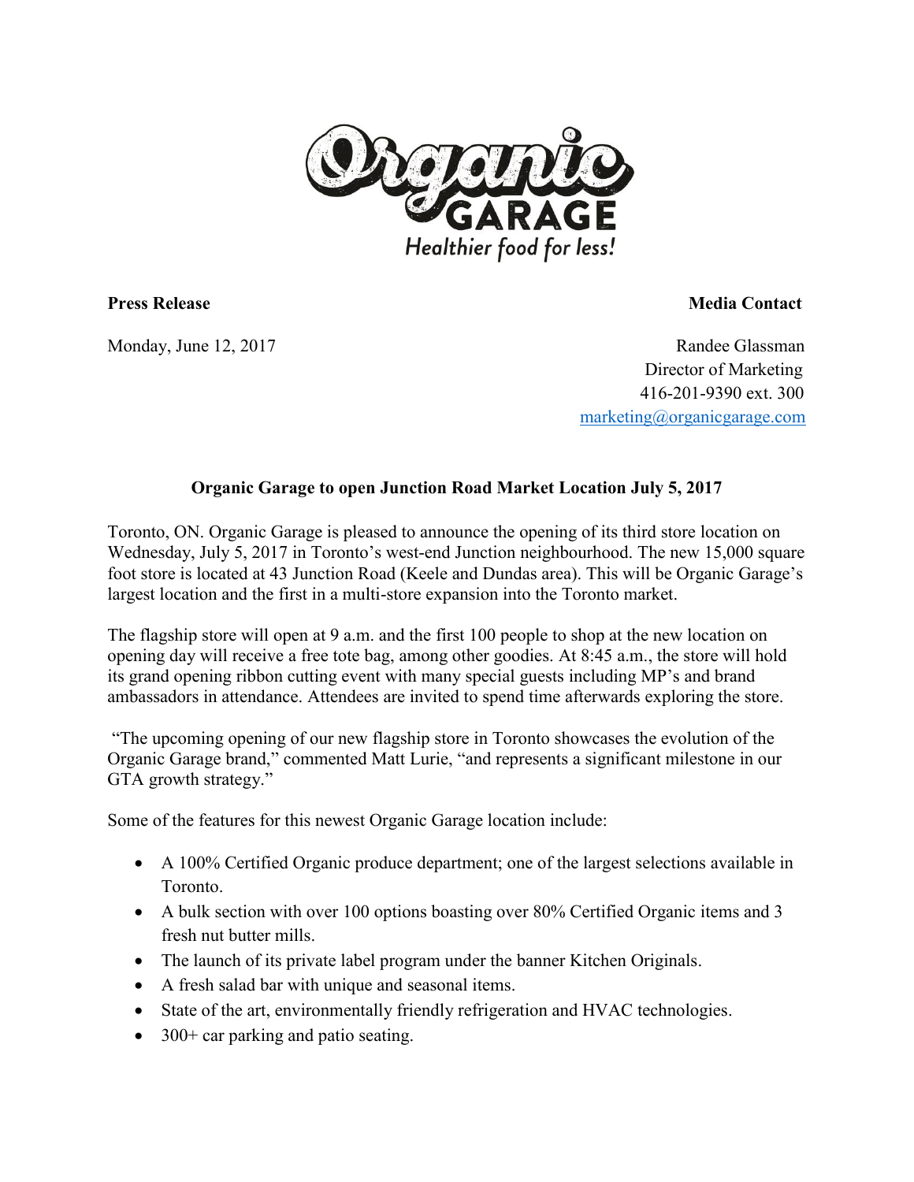Organic GARAGE

*Healthier food for less!*

**Press Release**

Monday, June 12, 2017

**Media Contact**

Randee Glassman
Director of Marketing
416-201-9390 ext. 300
marketing@organicgarage.com

**Organic Garage to open Junction Road Market Location July 5, 2017**

Toronto, ON. Organic Garage is pleased to announce the opening of its third store location on Wednesday, July 5, 2017 in Toronto's west-end Junction neighbourhood. The new 15,000 square foot store is located at 43 Junction Road (Keele and Dundas area). This will be Organic Garage's largest location and the first in a multi-store expansion into the Toronto market.

The flagship store will open at 9 a.m. and the first 100 people to shop at the new location on opening day will receive a free tote bag, among other goodies. At 8:45 a.m., the store will hold its grand opening ribbon cutting event with many special guests including MP's and brand ambassadors in attendance. Attendees are invited to spend time afterwards exploring the store.

"The upcoming opening of our new flagship store in Toronto showcases the evolution of the Organic Garage brand," commented Matt Lurie, "and represents a significant milestone in our GTA growth strategy."

Some of the features for this newest Organic Garage location include:

- A 100% Certified Organic produce department; one of the largest selections available in Toronto.
- A bulk section with over 100 options boasting over 80% Certified Organic items and 3 fresh nut butter mills.
- The launch of its private label program under the banner Kitchen Originals.
- A fresh salad bar with unique and seasonal items.
- State of the art, environmentally friendly refrigeration and HVAC technologies.
- 300+ car parking and patio seating.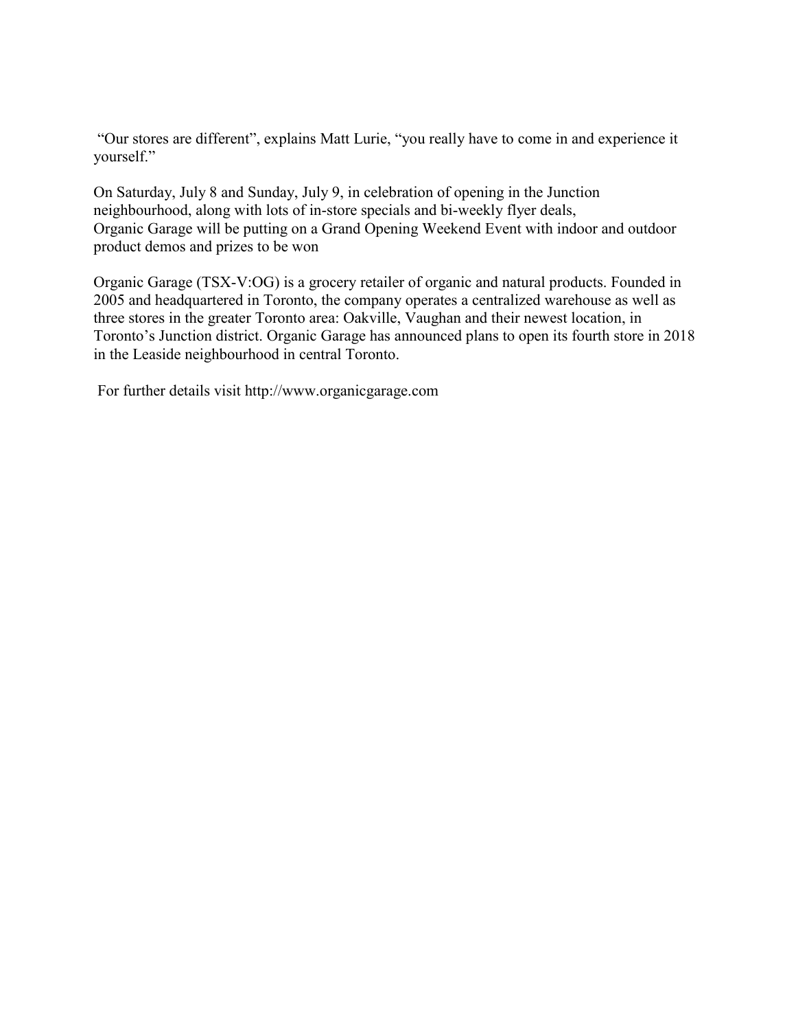"Our stores are different", explains Matt Lurie, "you really have to come in and experience it yourself."

On Saturday, July 8 and Sunday, July 9, in celebration of opening in the Junction neighbourhood, along with lots of in-store specials and bi-weekly flyer deals, Organic Garage will be putting on a Grand Opening Weekend Event with indoor and outdoor product demos and prizes to be won

Organic Garage (TSX-V:OG) is a grocery retailer of organic and natural products. Founded in 2005 and headquartered in Toronto, the company operates a centralized warehouse as well as three stores in the greater Toronto area: Oakville, Vaughan and their newest location, in Toronto's Junction district. Organic Garage has announced plans to open its fourth store in 2018 in the Leaside neighbourhood in central Toronto.

For further details visit http://www.organicgarage.com